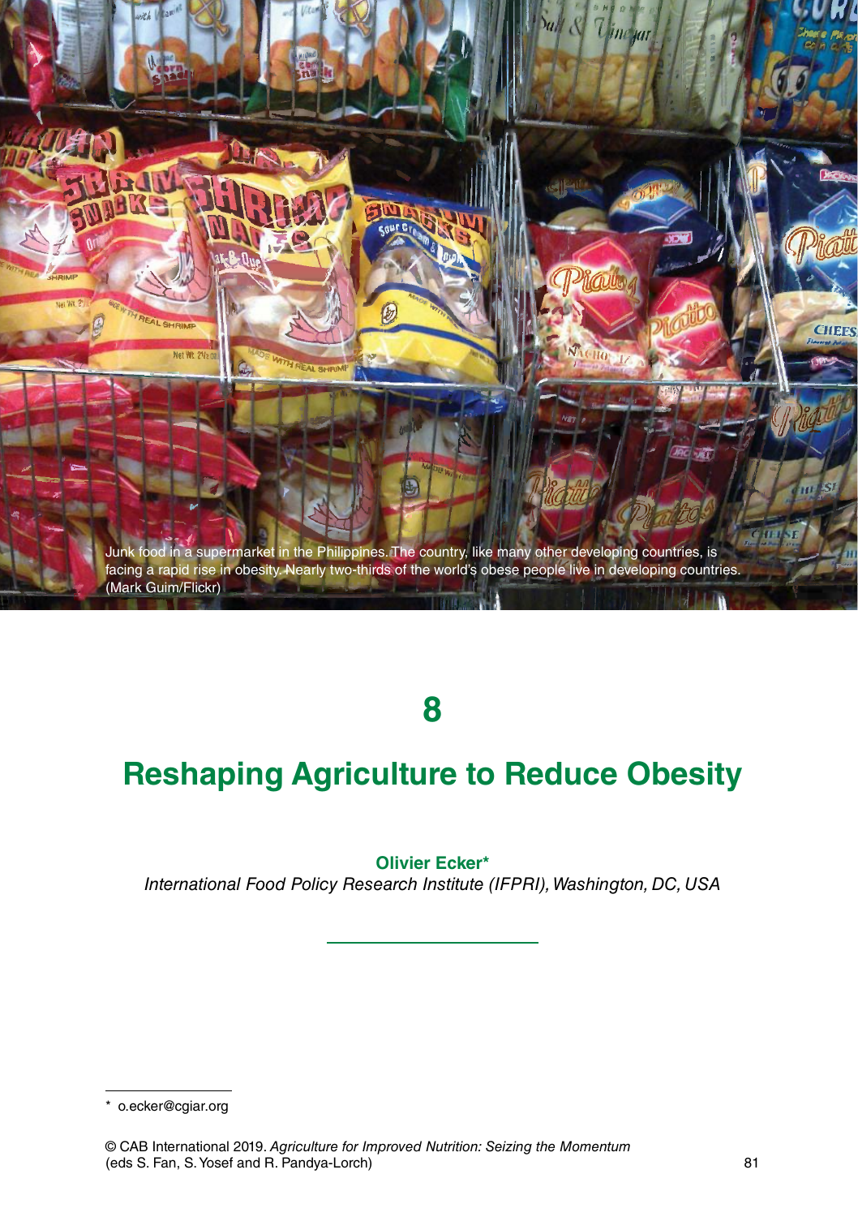Junk food in a supermarket in the Philippines. The country, like many other developing countries, is facing a rapid rise in obesity. Nearly two-thirds of the world's obese people live in developing countries. (Mark Guim/Flickr)

# 8

# Reshaping Agriculture to Reduce Obesity

**Olivier Ecker***

*International Food Policy Research Institute (IFPRI), Washington, DC, USA*

---

* o.ecker@cgiar.org

© CAB International 2019. *Agriculture for Improved Nutrition: Seizing the Momentum* (eds S. Fan, S. Yosef and R. Pandya-Lorch)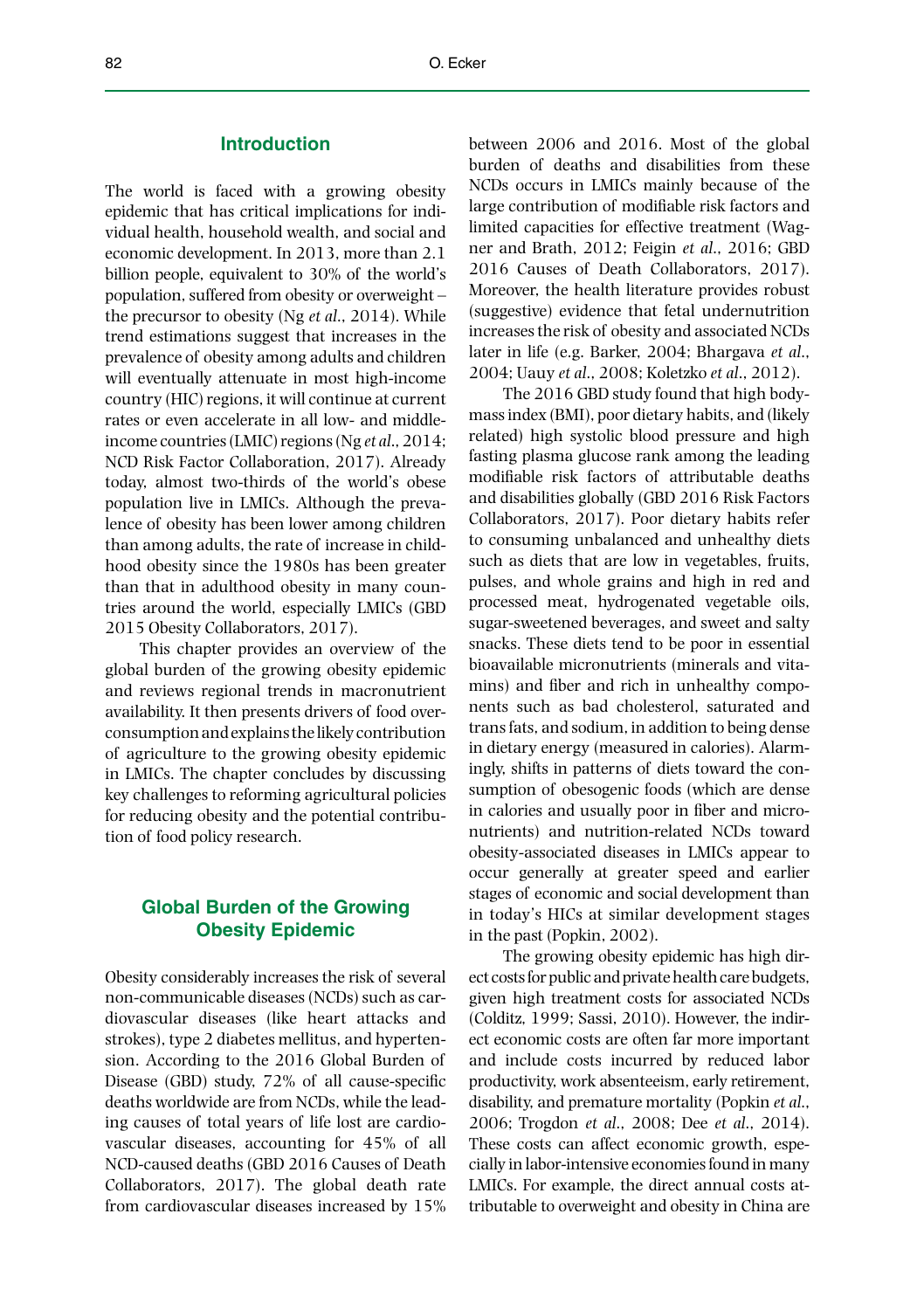## Introduction

The world is faced with a growing obesity epidemic that has critical implications for individual health, household wealth, and social and economic development. In 2013, more than 2.1 billion people, equivalent to 30% of the world's population, suffered from obesity or overweight – the precursor to obesity (Ng *et al*., 2014). While trend estimations suggest that increases in the prevalence of obesity among adults and children will eventually attenuate in most high-income country (HIC) regions, it will continue at current rates or even accelerate in all low- and middle-income countries (LMIC) regions (Ng *et al*., 2014; NCD Risk Factor Collaboration, 2017). Already today, almost two-thirds of the world's obese population live in LMICs. Although the prevalence of obesity has been lower among children than among adults, the rate of increase in childhood obesity since the 1980s has been greater than that in adulthood obesity in many countries around the world, especially LMICs (GBD 2015 Obesity Collaborators, 2017).

This chapter provides an overview of the global burden of the growing obesity epidemic and reviews regional trends in macronutrient availability. It then presents drivers of food overconsumption and explains the likely contribution of agriculture to the growing obesity epidemic in LMICs. The chapter concludes by discussing key challenges to reforming agricultural policies for reducing obesity and the potential contribution of food policy research.

## Global Burden of the Growing Obesity Epidemic

Obesity considerably increases the risk of several non-communicable diseases (NCDs) such as cardiovascular diseases (like heart attacks and strokes), type 2 diabetes mellitus, and hypertension. According to the 2016 Global Burden of Disease (GBD) study, 72% of all cause-specific deaths worldwide are from NCDs, while the leading causes of total years of life lost are cardiovascular diseases, accounting for 45% of all NCD-caused deaths (GBD 2016 Causes of Death Collaborators, 2017). The global death rate from cardiovascular diseases increased by 15% between 2006 and 2016. Most of the global burden of deaths and disabilities from these NCDs occurs in LMICs mainly because of the large contribution of modifiable risk factors and limited capacities for effective treatment (Wagner and Brath, 2012; Feigin *et al*., 2016; GBD 2016 Causes of Death Collaborators, 2017). Moreover, the health literature provides robust (suggestive) evidence that fetal undernutrition increases the risk of obesity and associated NCDs later in life (e.g. Barker, 2004; Bhargava *et al*., 2004; Uauy *et al*., 2008; Koletzko *et al*., 2012).

The 2016 GBD study found that high body-mass index (BMI), poor dietary habits, and (likely related) high systolic blood pressure and high fasting plasma glucose rank among the leading modifiable risk factors of attributable deaths and disabilities globally (GBD 2016 Risk Factors Collaborators, 2017). Poor dietary habits refer to consuming unbalanced and unhealthy diets such as diets that are low in vegetables, fruits, pulses, and whole grains and high in red and processed meat, hydrogenated vegetable oils, sugar-sweetened beverages, and sweet and salty snacks. These diets tend to be poor in essential bioavailable micronutrients (minerals and vitamins) and fiber and rich in unhealthy components such as bad cholesterol, saturated and trans fats, and sodium, in addition to being dense in dietary energy (measured in calories). Alarmingly, shifts in patterns of diets toward the consumption of obesogenic foods (which are dense in calories and usually poor in fiber and micronutrients) and nutrition-related NCDs toward obesity-associated diseases in LMICs appear to occur generally at greater speed and earlier stages of economic and social development than in today's HICs at similar development stages in the past (Popkin, 2002).

The growing obesity epidemic has high direct costs for public and private health care budgets, given high treatment costs for associated NCDs (Colditz, 1999; Sassi, 2010). However, the indirect economic costs are often far more important and include costs incurred by reduced labor productivity, work absenteeism, early retirement, disability, and premature mortality (Popkin *et al*., 2006; Trogdon *et al*., 2008; Dee *et al*., 2014). These costs can affect economic growth, especially in labor-intensive economies found in many LMICs. For example, the direct annual costs attributable to overweight and obesity in China are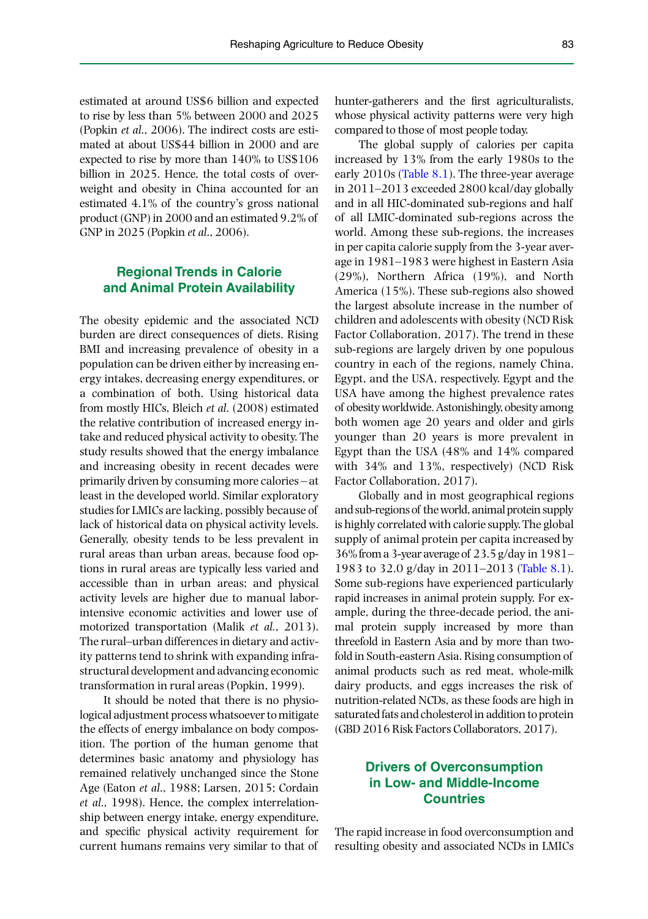estimated at around US$6 billion and expected to rise by less than 5% between 2000 and 2025 (Popkin *et al*., 2006). The indirect costs are estimated at about US$44 billion in 2000 and are expected to rise by more than 140% to US$106 billion in 2025. Hence, the total costs of overweight and obesity in China accounted for an estimated 4.1% of the country's gross national product (GNP) in 2000 and an estimated 9.2% of GNP in 2025 (Popkin *et al*., 2006).

## Regional Trends in Calorie and Animal Protein Availability

The obesity epidemic and the associated NCD burden are direct consequences of diets. Rising BMI and increasing prevalence of obesity in a population can be driven either by increasing energy intakes, decreasing energy expenditures, or a combination of both. Using historical data from mostly HICs, Bleich *et al*. (2008) estimated the relative contribution of increased energy intake and reduced physical activity to obesity. The study results showed that the energy imbalance and increasing obesity in recent decades were primarily driven by consuming more calories – at least in the developed world. Similar exploratory studies for LMICs are lacking, possibly because of lack of historical data on physical activity levels. Generally, obesity tends to be less prevalent in rural areas than urban areas, because food options in rural areas are typically less varied and accessible than in urban areas; and physical activity levels are higher due to manual labor-intensive economic activities and lower use of motorized transportation (Malik *et al*., 2013). The rural–urban differences in dietary and activity patterns tend to shrink with expanding infrastructural development and advancing economic transformation in rural areas (Popkin, 1999).

It should be noted that there is no physiological adjustment process whatsoever to mitigate the effects of energy imbalance on body composition. The portion of the human genome that determines basic anatomy and physiology has remained relatively unchanged since the Stone Age (Eaton *et al*., 1988; Larsen, 2015; Cordain *et al*., 1998). Hence, the complex interrelationship between energy intake, energy expenditure, and specific physical activity requirement for current humans remains very similar to that of hunter-gatherers and the first agriculturalists, whose physical activity patterns were very high compared to those of most people today.

The global supply of calories per capita increased by 13% from the early 1980s to the early 2010s (Table 8.1). The three-year average in 2011–2013 exceeded 2800 kcal/day globally and in all HIC-dominated sub-regions and half of all LMIC-dominated sub-regions across the world. Among these sub-regions, the increases in per capita calorie supply from the 3-year average in 1981–1983 were highest in Eastern Asia (29%), Northern Africa (19%), and North America (15%). These sub-regions also showed the largest absolute increase in the number of children and adolescents with obesity (NCD Risk Factor Collaboration, 2017). The trend in these sub-regions are largely driven by one populous country in each of the regions, namely China, Egypt, and the USA, respectively. Egypt and the USA have among the highest prevalence rates of obesity worldwide. Astonishingly, obesity among both women age 20 years and older and girls younger than 20 years is more prevalent in Egypt than the USA (48% and 14% compared with 34% and 13%, respectively) (NCD Risk Factor Collaboration, 2017).

Globally and in most geographical regions and sub-regions of the world, animal protein supply is highly correlated with calorie supply. The global supply of animal protein per capita increased by 36% from a 3-year average of 23.5 g/day in 1981–1983 to 32.0 g/day in 2011–2013 (Table 8.1). Some sub-regions have experienced particularly rapid increases in animal protein supply. For example, during the three-decade period, the animal protein supply increased by more than threefold in Eastern Asia and by more than twofold in South-eastern Asia. Rising consumption of animal products such as red meat, whole-milk dairy products, and eggs increases the risk of nutrition-related NCDs, as these foods are high in saturated fats and cholesterol in addition to protein (GBD 2016 Risk Factors Collaborators, 2017).

## Drivers of Overconsumption in Low- and Middle-Income Countries

The rapid increase in food overconsumption and resulting obesity and associated NCDs in LMICs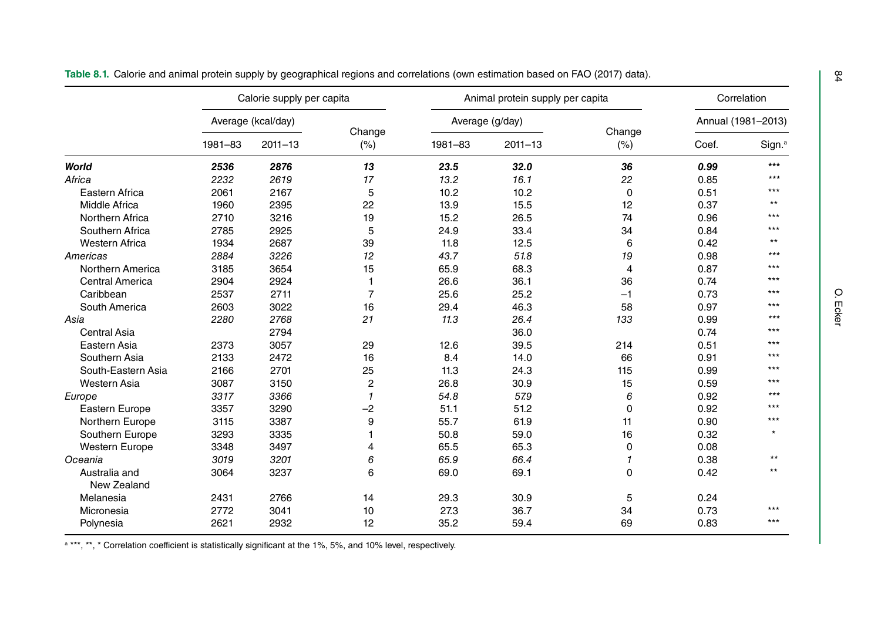**Table 8.1.** Calorie and animal protein supply by geographical regions and correlations (own estimation based on FAO (2017) data).

| | Calorie supply per capita | | | Animal protein supply per capita | | | Correlation | |
|---|---|---|---|---|---|---|---|---|
| | Average (kcal/day) | | Change | Average (g/day) | | Change | Annual (1981–2013) | |
| | 1981–83 | 2011–13 | (%) | 1981–83 | 2011–13 | (%) | Coef. | Sign.[a] |
| ***World*** | ***2536*** | ***2876*** | ***13*** | ***23.5*** | ***32.0*** | ***36*** | ***0.99*** | ***\*\*\**** |
| *Africa* | *2232* | *2619* | *17* | *13.2* | *16.1* | *22* | 0.85 | *** |
| Eastern Africa | 2061 | 2167 | 5 | 10.2 | 10.2 | 0 | 0.51 | *** |
| Middle Africa | 1960 | 2395 | 22 | 13.9 | 15.5 | 12 | 0.37 | ** |
| Northern Africa | 2710 | 3216 | 19 | 15.2 | 26.5 | 74 | 0.96 | *** |
| Southern Africa | 2785 | 2925 | 5 | 24.9 | 33.4 | 34 | 0.84 | *** |
| Western Africa | 1934 | 2687 | 39 | 11.8 | 12.5 | 6 | 0.42 | ** |
| *Americas* | *2884* | *3226* | *12* | *43.7* | *51.8* | *19* | 0.98 | *** |
| Northern America | 3185 | 3654 | 15 | 65.9 | 68.3 | 4 | 0.87 | *** |
| Central America | 2904 | 2924 | 1 | 26.6 | 36.1 | 36 | 0.74 | *** |
| Caribbean | 2537 | 2711 | 7 | 25.6 | 25.2 | −1 | 0.73 | *** |
| South America | 2603 | 3022 | 16 | 29.4 | 46.3 | 58 | 0.97 | *** |
| *Asia* | *2280* | *2768* | *21* | *11.3* | *26.4* | *133* | 0.99 | *** |
| Central Asia | | 2794 | | | 36.0 | | 0.74 | *** |
| Eastern Asia | 2373 | 3057 | 29 | 12.6 | 39.5 | 214 | 0.51 | *** |
| Southern Asia | 2133 | 2472 | 16 | 8.4 | 14.0 | 66 | 0.91 | *** |
| South-Eastern Asia | 2166 | 2701 | 25 | 11.3 | 24.3 | 115 | 0.99 | *** |
| Western Asia | 3087 | 3150 | 2 | 26.8 | 30.9 | 15 | 0.59 | *** |
| *Europe* | *3317* | *3366* | *1* | *54.8* | *57.9* | *6* | 0.92 | *** |
| Eastern Europe | 3357 | 3290 | −2 | 51.1 | 51.2 | 0 | 0.92 | *** |
| Northern Europe | 3115 | 3387 | 9 | 55.7 | 61.9 | 11 | 0.90 | *** |
| Southern Europe | 3293 | 3335 | 1 | 50.8 | 59.0 | 16 | 0.32 | * |
| Western Europe | 3348 | 3497 | 4 | 65.5 | 65.3 | 0 | 0.08 | |
| *Oceania* | *3019* | *3201* | *6* | *65.9* | *66.4* | *1* | 0.38 | ** |
| Australia and New Zealand | 3064 | 3237 | 6 | 69.0 | 69.1 | 0 | 0.42 | ** |
| Melanesia | 2431 | 2766 | 14 | 29.3 | 30.9 | 5 | 0.24 | |
| Micronesia | 2772 | 3041 | 10 | 27.3 | 36.7 | 34 | 0.73 | *** |
| Polynesia | 2621 | 2932 | 12 | 35.2 | 59.4 | 69 | 0.83 | *** |

[a] ***, **, * Correlation coefficient is statistically significant at the 1%, 5%, and 10% level, respectively.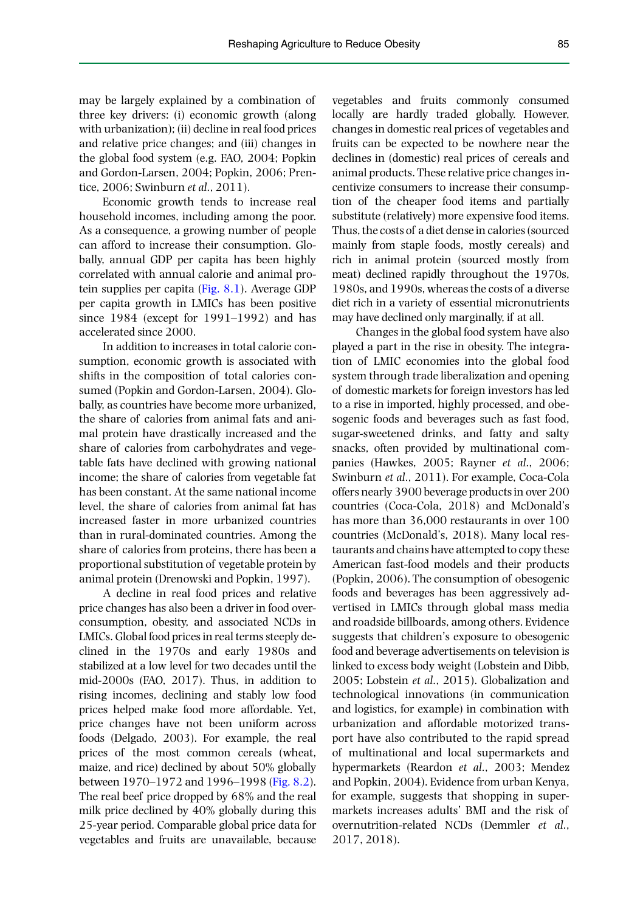may be largely explained by a combination of three key drivers: (i) economic growth (along with urbanization); (ii) decline in real food prices and relative price changes; and (iii) changes in the global food system (e.g. FAO, 2004; Popkin and Gordon-Larsen, 2004; Popkin, 2006; Prentice, 2006; Swinburn *et al*., 2011).

Economic growth tends to increase real household incomes, including among the poor. As a consequence, a growing number of people can afford to increase their consumption. Globally, annual GDP per capita has been highly correlated with annual calorie and animal protein supplies per capita (Fig. 8.1). Average GDP per capita growth in LMICs has been positive since 1984 (except for 1991–1992) and has accelerated since 2000.

In addition to increases in total calorie consumption, economic growth is associated with shifts in the composition of total calories consumed (Popkin and Gordon-Larsen, 2004). Globally, as countries have become more urbanized, the share of calories from animal fats and animal protein have drastically increased and the share of calories from carbohydrates and vegetable fats have declined with growing national income; the share of calories from vegetable fat has been constant. At the same national income level, the share of calories from animal fat has increased faster in more urbanized countries than in rural-dominated countries. Among the share of calories from proteins, there has been a proportional substitution of vegetable protein by animal protein (Drenowski and Popkin, 1997).

A decline in real food prices and relative price changes has also been a driver in food overconsumption, obesity, and associated NCDs in LMICs. Global food prices in real terms steeply declined in the 1970s and early 1980s and stabilized at a low level for two decades until the mid-2000s (FAO, 2017). Thus, in addition to rising incomes, declining and stably low food prices helped make food more affordable. Yet, price changes have not been uniform across foods (Delgado, 2003). For example, the real prices of the most common cereals (wheat, maize, and rice) declined by about 50% globally between 1970–1972 and 1996–1998 (Fig. 8.2). The real beef price dropped by 68% and the real milk price declined by 40% globally during this 25-year period. Comparable global price data for vegetables and fruits are unavailable, because vegetables and fruits commonly consumed locally are hardly traded globally. However, changes in domestic real prices of vegetables and fruits can be expected to be nowhere near the declines in (domestic) real prices of cereals and animal products. These relative price changes incentivize consumers to increase their consumption of the cheaper food items and partially substitute (relatively) more expensive food items. Thus, the costs of a diet dense in calories (sourced mainly from staple foods, mostly cereals) and rich in animal protein (sourced mostly from meat) declined rapidly throughout the 1970s, 1980s, and 1990s, whereas the costs of a diverse diet rich in a variety of essential micronutrients may have declined only marginally, if at all.

Changes in the global food system have also played a part in the rise in obesity. The integration of LMIC economies into the global food system through trade liberalization and opening of domestic markets for foreign investors has led to a rise in imported, highly processed, and obesogenic foods and beverages such as fast food, sugar-sweetened drinks, and fatty and salty snacks, often provided by multinational companies (Hawkes, 2005; Rayner *et al*., 2006; Swinburn *et al*., 2011). For example, Coca-Cola offers nearly 3900 beverage products in over 200 countries (Coca-Cola, 2018) and McDonald's has more than 36,000 restaurants in over 100 countries (McDonald's, 2018). Many local restaurants and chains have attempted to copy these American fast-food models and their products (Popkin, 2006). The consumption of obesogenic foods and beverages has been aggressively advertised in LMICs through global mass media and roadside billboards, among others. Evidence suggests that children's exposure to obesogenic food and beverage advertisements on television is linked to excess body weight (Lobstein and Dibb, 2005; Lobstein *et al*., 2015). Globalization and technological innovations (in communication and logistics, for example) in combination with urbanization and affordable motorized transport have also contributed to the rapid spread of multinational and local supermarkets and hypermarkets (Reardon *et al*., 2003; Mendez and Popkin, 2004). Evidence from urban Kenya, for example, suggests that shopping in supermarkets increases adults' BMI and the risk of overnutrition-related NCDs (Demmler *et al*., 2017, 2018).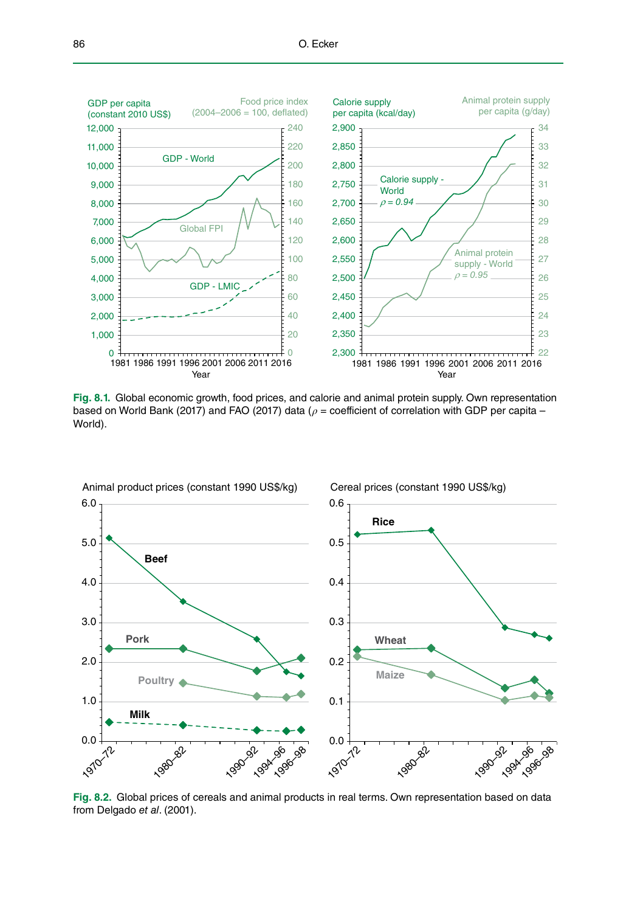**Fig. 8.1.** Global economic growth, food prices, and calorie and animal protein supply. Own representation based on World Bank (2017) and FAO (2017) data ($\rho$ = coefficient of correlation with GDP per capita – World).

**Fig. 8.2.** Global prices of cereals and animal products in real terms. Own representation based on data from Delgado *et al*. (2001).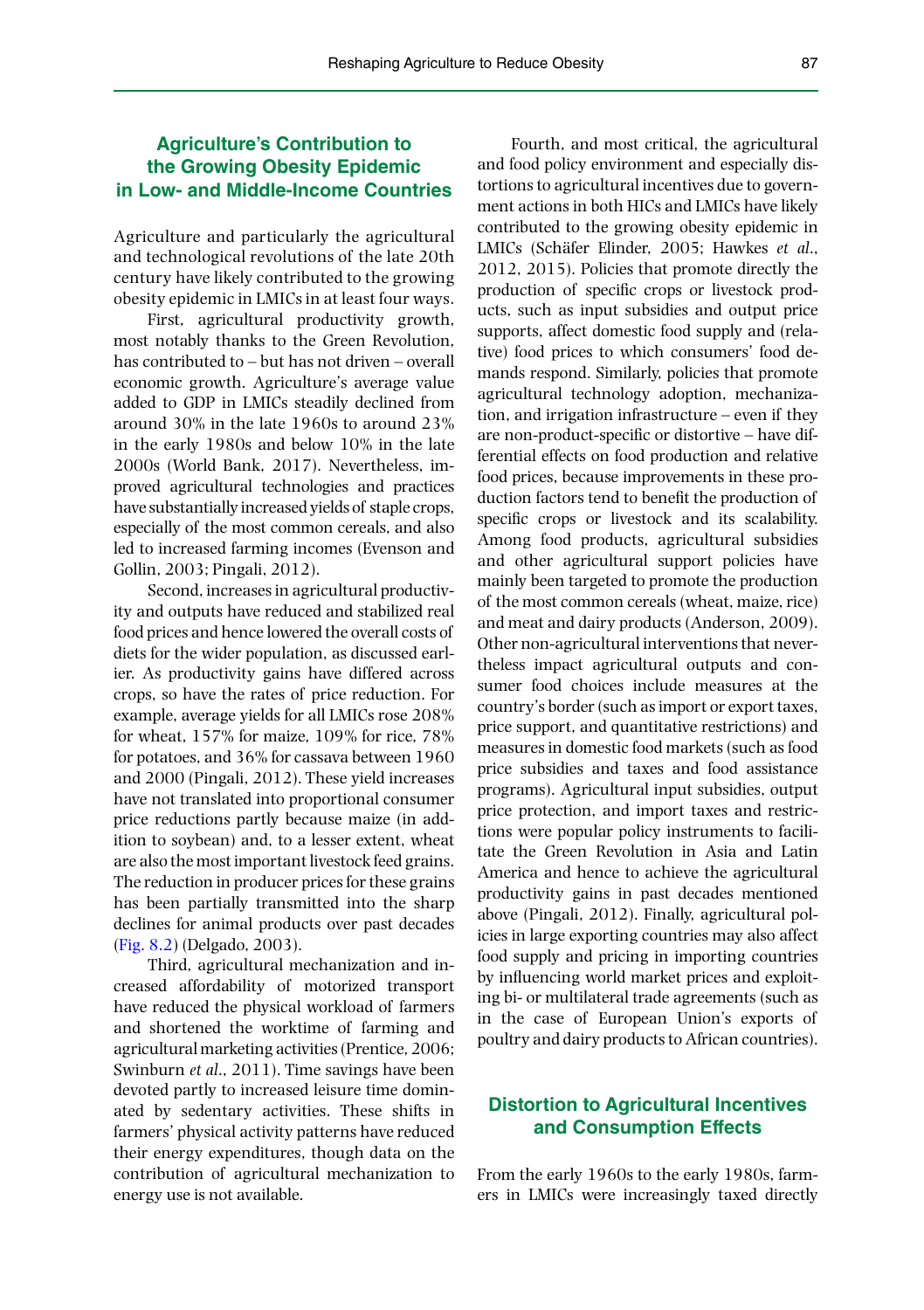## Agriculture's Contribution to the Growing Obesity Epidemic in Low- and Middle-Income Countries

Agriculture and particularly the agricultural and technological revolutions of the late 20th century have likely contributed to the growing obesity epidemic in LMICs in at least four ways.

First, agricultural productivity growth, most notably thanks to the Green Revolution, has contributed to – but has not driven – overall economic growth. Agriculture's average value added to GDP in LMICs steadily declined from around 30% in the late 1960s to around 23% in the early 1980s and below 10% in the late 2000s (World Bank, 2017). Nevertheless, improved agricultural technologies and practices have substantially increased yields of staple crops, especially of the most common cereals, and also led to increased farming incomes (Evenson and Gollin, 2003; Pingali, 2012).

Second, increases in agricultural productivity and outputs have reduced and stabilized real food prices and hence lowered the overall costs of diets for the wider population, as discussed earlier. As productivity gains have differed across crops, so have the rates of price reduction. For example, average yields for all LMICs rose 208% for wheat, 157% for maize, 109% for rice, 78% for potatoes, and 36% for cassava between 1960 and 2000 (Pingali, 2012). These yield increases have not translated into proportional consumer price reductions partly because maize (in addition to soybean) and, to a lesser extent, wheat are also the most important livestock feed grains. The reduction in producer prices for these grains has been partially transmitted into the sharp declines for animal products over past decades (Fig. 8.2) (Delgado, 2003).

Third, agricultural mechanization and increased affordability of motorized transport have reduced the physical workload of farmers and shortened the worktime of farming and agricultural marketing activities (Prentice, 2006; Swinburn *et al.*, 2011). Time savings have been devoted partly to increased leisure time dominated by sedentary activities. These shifts in farmers' physical activity patterns have reduced their energy expenditures, though data on the contribution of agricultural mechanization to energy use is not available.

Fourth, and most critical, the agricultural and food policy environment and especially distortions to agricultural incentives due to government actions in both HICs and LMICs have likely contributed to the growing obesity epidemic in LMICs (Schäfer Elinder, 2005; Hawkes *et al.*, 2012, 2015). Policies that promote directly the production of specific crops or livestock products, such as input subsidies and output price supports, affect domestic food supply and (relative) food prices to which consumers' food demands respond. Similarly, policies that promote agricultural technology adoption, mechanization, and irrigation infrastructure – even if they are non-product-specific or distortive – have differential effects on food production and relative food prices, because improvements in these production factors tend to benefit the production of specific crops or livestock and its scalability. Among food products, agricultural subsidies and other agricultural support policies have mainly been targeted to promote the production of the most common cereals (wheat, maize, rice) and meat and dairy products (Anderson, 2009). Other non-agricultural interventions that nevertheless impact agricultural outputs and consumer food choices include measures at the country's border (such as import or export taxes, price support, and quantitative restrictions) and measures in domestic food markets (such as food price subsidies and taxes and food assistance programs). Agricultural input subsidies, output price protection, and import taxes and restrictions were popular policy instruments to facilitate the Green Revolution in Asia and Latin America and hence to achieve the agricultural productivity gains in past decades mentioned above (Pingali, 2012). Finally, agricultural policies in large exporting countries may also affect food supply and pricing in importing countries by influencing world market prices and exploiting bi- or multilateral trade agreements (such as in the case of European Union's exports of poultry and dairy products to African countries).

## Distortion to Agricultural Incentives and Consumption Effects

From the early 1960s to the early 1980s, farmers in LMICs were increasingly taxed directly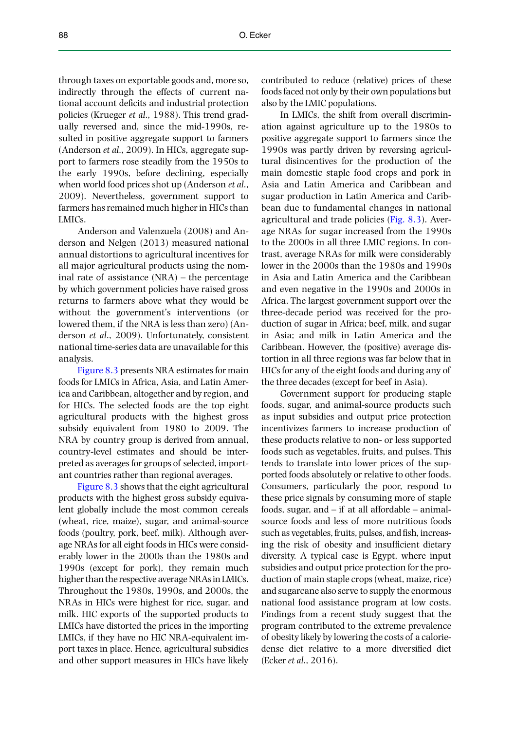through taxes on exportable goods and, more so, indirectly through the effects of current national account deficits and industrial protection policies (Krueger *et al*., 1988). This trend gradually reversed and, since the mid-1990s, resulted in positive aggregate support to farmers (Anderson *et al*., 2009). In HICs, aggregate support to farmers rose steadily from the 1950s to the early 1990s, before declining, especially when world food prices shot up (Anderson *et al*., 2009). Nevertheless, government support to farmers has remained much higher in HICs than LMICs.

Anderson and Valenzuela (2008) and Anderson and Nelgen (2013) measured national annual distortions to agricultural incentives for all major agricultural products using the nominal rate of assistance (NRA) – the percentage by which government policies have raised gross returns to farmers above what they would be without the government's interventions (or lowered them, if the NRA is less than zero) (Anderson *et al*., 2009). Unfortunately, consistent national time-series data are unavailable for this analysis.

Figure 8.3 presents NRA estimates for main foods for LMICs in Africa, Asia, and Latin America and Caribbean, altogether and by region, and for HICs. The selected foods are the top eight agricultural products with the highest gross subsidy equivalent from 1980 to 2009. The NRA by country group is derived from annual, country-level estimates and should be interpreted as averages for groups of selected, important countries rather than regional averages.

Figure 8.3 shows that the eight agricultural products with the highest gross subsidy equivalent globally include the most common cereals (wheat, rice, maize), sugar, and animal-source foods (poultry, pork, beef, milk). Although average NRAs for all eight foods in HICs were considerably lower in the 2000s than the 1980s and 1990s (except for pork), they remain much higher than the respective average NRAs in LMICs. Throughout the 1980s, 1990s, and 2000s, the NRAs in HICs were highest for rice, sugar, and milk. HIC exports of the supported products to LMICs have distorted the prices in the importing LMICs, if they have no HIC NRA-equivalent import taxes in place. Hence, agricultural subsidies and other support measures in HICs have likely contributed to reduce (relative) prices of these foods faced not only by their own populations but also by the LMIC populations.

In LMICs, the shift from overall discrimination against agriculture up to the 1980s to positive aggregate support to farmers since the 1990s was partly driven by reversing agricultural disincentives for the production of the main domestic staple food crops and pork in Asia and Latin America and Caribbean and sugar production in Latin America and Caribbean due to fundamental changes in national agricultural and trade policies (Fig. 8.3). Average NRAs for sugar increased from the 1990s to the 2000s in all three LMIC regions. In contrast, average NRAs for milk were considerably lower in the 2000s than the 1980s and 1990s in Asia and Latin America and the Caribbean and even negative in the 1990s and 2000s in Africa. The largest government support over the three-decade period was received for the production of sugar in Africa; beef, milk, and sugar in Asia; and milk in Latin America and the Caribbean. However, the (positive) average distortion in all three regions was far below that in HICs for any of the eight foods and during any of the three decades (except for beef in Asia).

Government support for producing staple foods, sugar, and animal-source products such as input subsidies and output price protection incentivizes farmers to increase production of these products relative to non- or less supported foods such as vegetables, fruits, and pulses. This tends to translate into lower prices of the supported foods absolutely or relative to other foods. Consumers, particularly the poor, respond to these price signals by consuming more of staple foods, sugar, and – if at all affordable – animal-source foods and less of more nutritious foods such as vegetables, fruits, pulses, and fish, increasing the risk of obesity and insufficient dietary diversity. A typical case is Egypt, where input subsidies and output price protection for the production of main staple crops (wheat, maize, rice) and sugarcane also serve to supply the enormous national food assistance program at low costs. Findings from a recent study suggest that the program contributed to the extreme prevalence of obesity likely by lowering the costs of a calorie-dense diet relative to a more diversified diet (Ecker *et al*., 2016).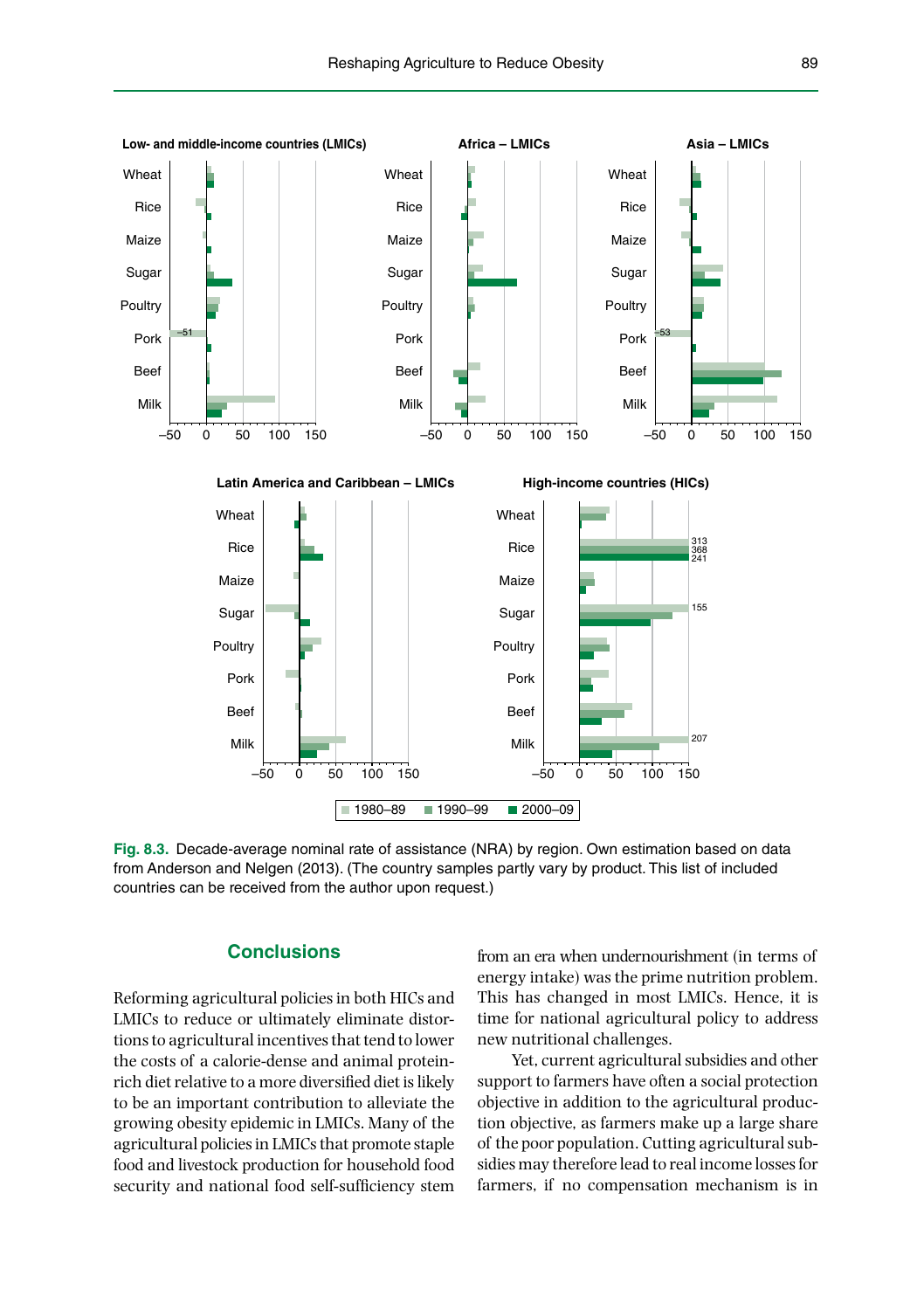Fig. 8.3. Decade-average nominal rate of assistance (NRA) by region. Own estimation based on data from Anderson and Nelgen (2013). (The country samples partly vary by product. This list of included countries can be received from the author upon request.)

## Conclusions

Reforming agricultural policies in both HICs and LMICs to reduce or ultimately eliminate distortions to agricultural incentives that tend to lower the costs of a calorie-dense and animal protein-rich diet relative to a more diversified diet is likely to be an important contribution to alleviate the growing obesity epidemic in LMICs. Many of the agricultural policies in LMICs that promote staple food and livestock production for household food security and national food self-sufficiency stem from an era when undernourishment (in terms of energy intake) was the prime nutrition problem. This has changed in most LMICs. Hence, it is time for national agricultural policy to address new nutritional challenges.

Yet, current agricultural subsidies and other support to farmers have often a social protection objective in addition to the agricultural production objective, as farmers make up a large share of the poor population. Cutting agricultural subsidies may therefore lead to real income losses for farmers, if no compensation mechanism is in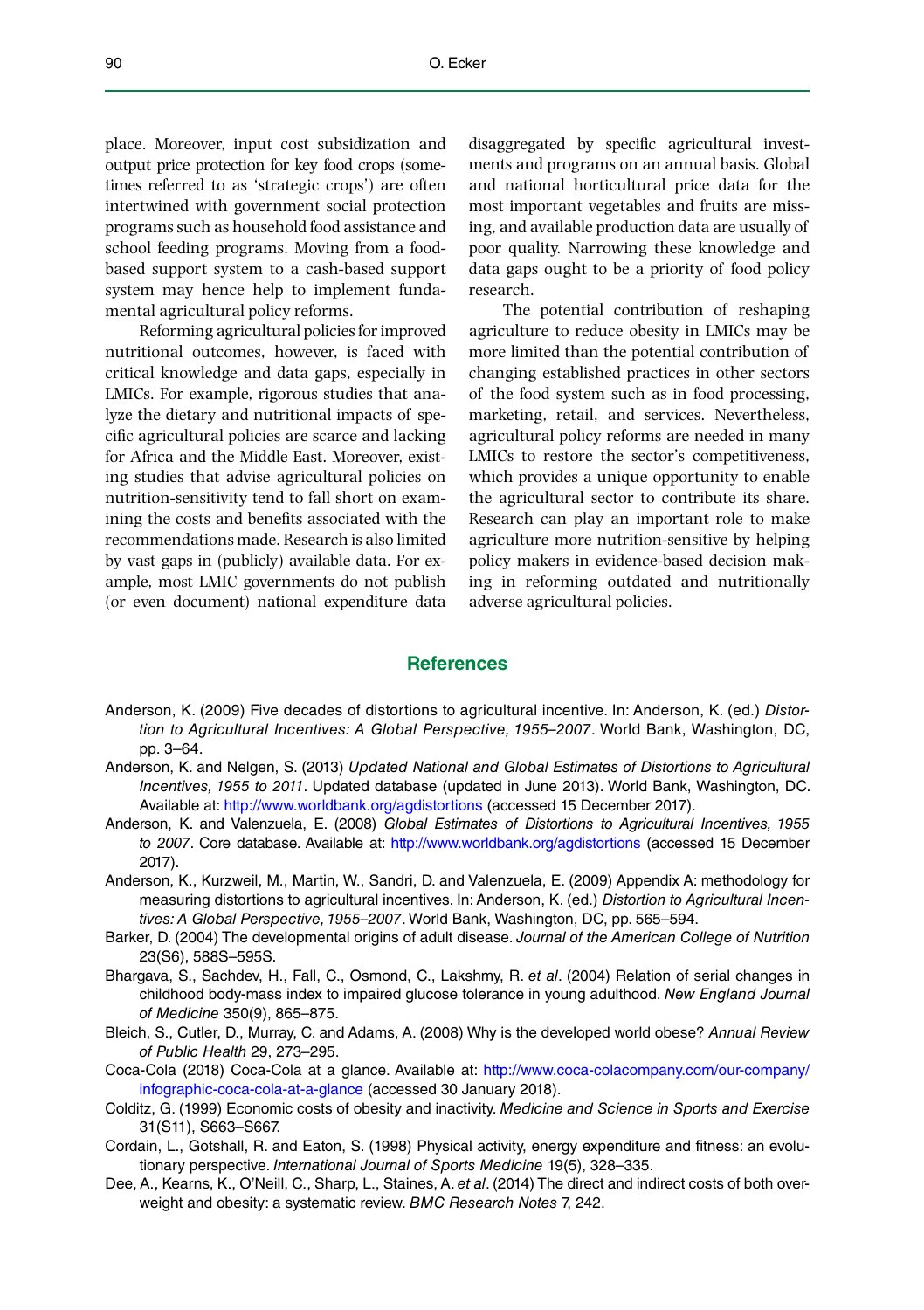place. Moreover, input cost subsidization and output price protection for key food crops (sometimes referred to as 'strategic crops') are often intertwined with government social protection programs such as household food assistance and school feeding programs. Moving from a food-based support system to a cash-based support system may hence help to implement fundamental agricultural policy reforms.

Reforming agricultural policies for improved nutritional outcomes, however, is faced with critical knowledge and data gaps, especially in LMICs. For example, rigorous studies that analyze the dietary and nutritional impacts of specific agricultural policies are scarce and lacking for Africa and the Middle East. Moreover, existing studies that advise agricultural policies on nutrition-sensitivity tend to fall short on examining the costs and benefits associated with the recommendations made. Research is also limited by vast gaps in (publicly) available data. For example, most LMIC governments do not publish (or even document) national expenditure data disaggregated by specific agricultural investments and programs on an annual basis. Global and national horticultural price data for the most important vegetables and fruits are missing, and available production data are usually of poor quality. Narrowing these knowledge and data gaps ought to be a priority of food policy research.

The potential contribution of reshaping agriculture to reduce obesity in LMICs may be more limited than the potential contribution of changing established practices in other sectors of the food system such as in food processing, marketing, retail, and services. Nevertheless, agricultural policy reforms are needed in many LMICs to restore the sector's competitiveness, which provides a unique opportunity to enable the agricultural sector to contribute its share. Research can play an important role to make agriculture more nutrition-sensitive by helping policy makers in evidence-based decision making in reforming outdated and nutritionally adverse agricultural policies.

## References

Anderson, K. (2009) Five decades of distortions to agricultural incentive. In: Anderson, K. (ed.) *Distortion to Agricultural Incentives: A Global Perspective, 1955–2007*. World Bank, Washington, DC, pp. 3–64.

Anderson, K. and Nelgen, S. (2013) *Updated National and Global Estimates of Distortions to Agricultural Incentives, 1955 to 2011*. Updated database (updated in June 2013). World Bank, Washington, DC. Available at: http://www.worldbank.org/agdistortions (accessed 15 December 2017).

Anderson, K. and Valenzuela, E. (2008) *Global Estimates of Distortions to Agricultural Incentives, 1955 to 2007*. Core database. Available at: http://www.worldbank.org/agdistortions (accessed 15 December 2017).

Anderson, K., Kurzweil, M., Martin, W., Sandri, D. and Valenzuela, E. (2009) Appendix A: methodology for measuring distortions to agricultural incentives. In: Anderson, K. (ed.) *Distortion to Agricultural Incentives: A Global Perspective, 1955–2007*. World Bank, Washington, DC, pp. 565–594.

Barker, D. (2004) The developmental origins of adult disease. *Journal of the American College of Nutrition* 23(S6), 588S–595S.

Bhargava, S., Sachdev, H., Fall, C., Osmond, C., Lakshmy, R. *et al*. (2004) Relation of serial changes in childhood body-mass index to impaired glucose tolerance in young adulthood. *New England Journal of Medicine* 350(9), 865–875.

Bleich, S., Cutler, D., Murray, C. and Adams, A. (2008) Why is the developed world obese? *Annual Review of Public Health* 29, 273–295.

Coca-Cola (2018) Coca-Cola at a glance. Available at: http://www.coca-colacompany.com/our-company/infographic-coca-cola-at-a-glance (accessed 30 January 2018).

Colditz, G. (1999) Economic costs of obesity and inactivity. *Medicine and Science in Sports and Exercise* 31(S11), S663–S667.

Cordain, L., Gotshall, R. and Eaton, S. (1998) Physical activity, energy expenditure and fitness: an evolutionary perspective. *International Journal of Sports Medicine* 19(5), 328–335.

Dee, A., Kearns, K., O'Neill, C., Sharp, L., Staines, A. *et al*. (2014) The direct and indirect costs of both overweight and obesity: a systematic review. *BMC Research Notes* 7, 242.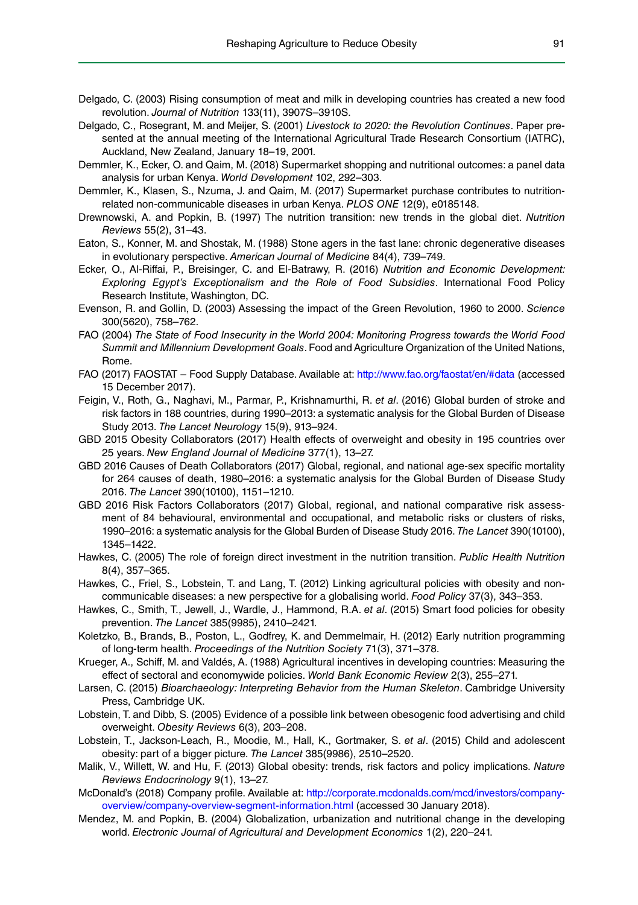Delgado, C. (2003) Rising consumption of meat and milk in developing countries has created a new food revolution. *Journal of Nutrition* 133(11), 3907S–3910S.

Delgado, C., Rosegrant, M. and Meijer, S. (2001) *Livestock to 2020: the Revolution Continues*. Paper presented at the annual meeting of the International Agricultural Trade Research Consortium (IATRC), Auckland, New Zealand, January 18–19, 2001.

Demmler, K., Ecker, O. and Qaim, M. (2018) Supermarket shopping and nutritional outcomes: a panel data analysis for urban Kenya. *World Development* 102, 292–303.

Demmler, K., Klasen, S., Nzuma, J. and Qaim, M. (2017) Supermarket purchase contributes to nutrition-related non-communicable diseases in urban Kenya. *PLOS ONE* 12(9), e0185148.

Drewnowski, A. and Popkin, B. (1997) The nutrition transition: new trends in the global diet. *Nutrition Reviews* 55(2), 31–43.

Eaton, S., Konner, M. and Shostak, M. (1988) Stone agers in the fast lane: chronic degenerative diseases in evolutionary perspective. *American Journal of Medicine* 84(4), 739–749.

Ecker, O., Al-Riffai, P., Breisinger, C. and El-Batrawy, R. (2016) *Nutrition and Economic Development: Exploring Egypt's Exceptionalism and the Role of Food Subsidies*. International Food Policy Research Institute, Washington, DC.

Evenson, R. and Gollin, D. (2003) Assessing the impact of the Green Revolution, 1960 to 2000. *Science* 300(5620), 758–762.

FAO (2004) *The State of Food Insecurity in the World 2004: Monitoring Progress towards the World Food Summit and Millennium Development Goals*. Food and Agriculture Organization of the United Nations, Rome.

FAO (2017) FAOSTAT – Food Supply Database. Available at: http://www.fao.org/faostat/en/#data (accessed 15 December 2017).

Feigin, V., Roth, G., Naghavi, M., Parmar, P., Krishnamurthi, R. *et al*. (2016) Global burden of stroke and risk factors in 188 countries, during 1990–2013: a systematic analysis for the Global Burden of Disease Study 2013. *The Lancet Neurology* 15(9), 913–924.

GBD 2015 Obesity Collaborators (2017) Health effects of overweight and obesity in 195 countries over 25 years. *New England Journal of Medicine* 377(1), 13–27.

GBD 2016 Causes of Death Collaborators (2017) Global, regional, and national age-sex specific mortality for 264 causes of death, 1980–2016: a systematic analysis for the Global Burden of Disease Study 2016. *The Lancet* 390(10100), 1151–1210.

GBD 2016 Risk Factors Collaborators (2017) Global, regional, and national comparative risk assessment of 84 behavioural, environmental and occupational, and metabolic risks or clusters of risks, 1990–2016: a systematic analysis for the Global Burden of Disease Study 2016. *The Lancet* 390(10100), 1345–1422.

Hawkes, C. (2005) The role of foreign direct investment in the nutrition transition. *Public Health Nutrition* 8(4), 357–365.

Hawkes, C., Friel, S., Lobstein, T. and Lang, T. (2012) Linking agricultural policies with obesity and non-communicable diseases: A new perspective for a globalising world. *Food Policy* 37(3), 343–353.

Hawkes, C., Smith, T., Jewell, J., Wardle, J., Hammond, R.A. *et al*. (2015) Smart food policies for obesity prevention. *The Lancet* 385(9985), 2410–2421.

Koletzko, B., Brands, B., Poston, L., Godfrey, K. and Demmelmair, H. (2012) Early nutrition programming of long-term health. *Proceedings of the Nutrition Society* 71(3), 371–378.

Krueger, A., Schiff, M. and Valdés, A. (1988) Agricultural incentives in developing countries: Measuring the effect of sectoral and economywide policies. *World Bank Economic Review* 2(3), 255–271.

Larsen, C. (2015) *Bioarchaeology: Interpreting Behavior from the Human Skeleton*. Cambridge University Press, Cambridge UK.

Lobstein, T. and Dibb, S. (2005) Evidence of a possible link between obesogenic food advertising and child overweight. *Obesity Reviews* 6(3), 203–208.

Lobstein, T., Jackson-Leach, R., Moodie, M., Hall, K., Gortmaker, S. *et al*. (2015) Child and adolescent obesity: part of a bigger picture. *The Lancet* 385(9986), 2510–2520.

Malik, V., Willett, W. and Hu, F. (2013) Global obesity: trends, risk factors and policy implications. *Nature Reviews Endocrinology* 9(1), 13–27.

McDonald's (2018) Company profile. Available at: http://corporate.mcdonalds.com/mcd/investors/company-overview/company-overview-segment-information.html (accessed 30 January 2018).

Mendez, M. and Popkin, B. (2004) Globalization, urbanization and nutritional change in the developing world. *Electronic Journal of Agricultural and Development Economics* 1(2), 220–241.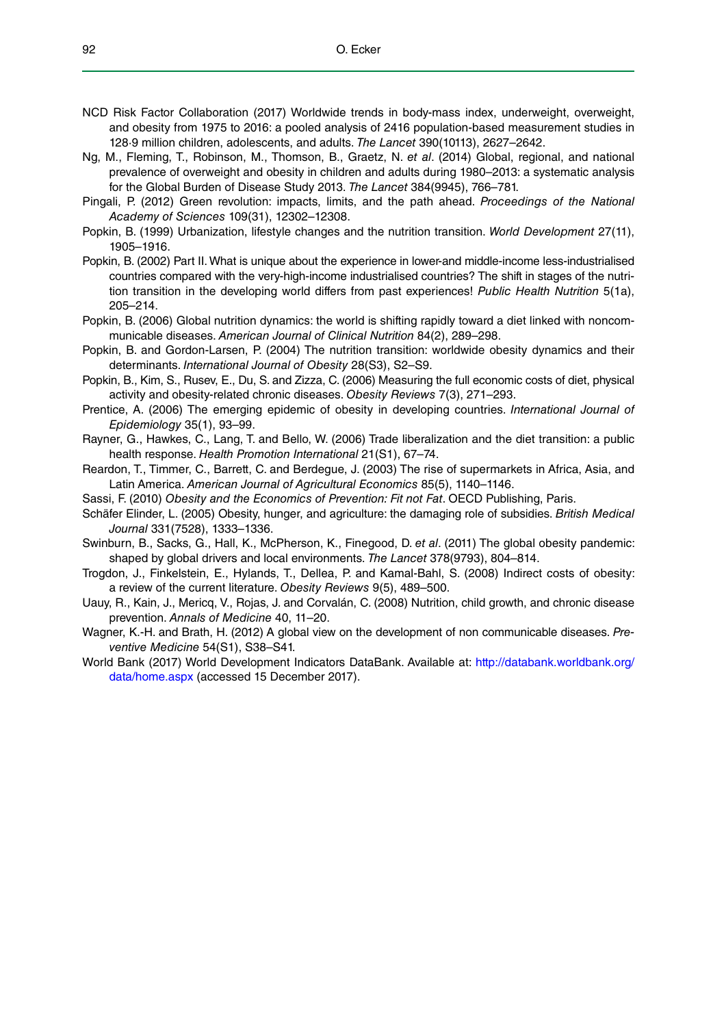NCD Risk Factor Collaboration (2017) Worldwide trends in body-mass index, underweight, overweight, and obesity from 1975 to 2016: a pooled analysis of 2416 population-based measurement studies in 128·9 million children, adolescents, and adults. *The Lancet* 390(10113), 2627–2642.

Ng, M., Fleming, T., Robinson, M., Thomson, B., Graetz, N. *et al*. (2014) Global, regional, and national prevalence of overweight and obesity in children and adults during 1980–2013: a systematic analysis for the Global Burden of Disease Study 2013. *The Lancet* 384(9945), 766–781.

Pingali, P. (2012) Green revolution: impacts, limits, and the path ahead. *Proceedings of the National Academy of Sciences* 109(31), 12302–12308.

Popkin, B. (1999) Urbanization, lifestyle changes and the nutrition transition. *World Development* 27(11), 1905–1916.

Popkin, B. (2002) Part II. What is unique about the experience in lower-and middle-income less-industrialised countries compared with the very-high-income industrialised countries? The shift in stages of the nutrition transition in the developing world differs from past experiences! *Public Health Nutrition* 5(1a), 205–214.

Popkin, B. (2006) Global nutrition dynamics: the world is shifting rapidly toward a diet linked with noncommunicable diseases. *American Journal of Clinical Nutrition* 84(2), 289–298.

Popkin, B. and Gordon-Larsen, P. (2004) The nutrition transition: worldwide obesity dynamics and their determinants. *International Journal of Obesity* 28(S3), S2–S9.

Popkin, B., Kim, S., Rusev, E., Du, S. and Zizza, C. (2006) Measuring the full economic costs of diet, physical activity and obesity-related chronic diseases. *Obesity Reviews* 7(3), 271–293.

Prentice, A. (2006) The emerging epidemic of obesity in developing countries. *International Journal of Epidemiology* 35(1), 93–99.

Rayner, G., Hawkes, C., Lang, T. and Bello, W. (2006) Trade liberalization and the diet transition: a public health response. *Health Promotion International* 21(S1), 67–74.

Reardon, T., Timmer, C., Barrett, C. and Berdegue, J. (2003) The rise of supermarkets in Africa, Asia, and Latin America. *American Journal of Agricultural Economics* 85(5), 1140–1146.

Sassi, F. (2010) *Obesity and the Economics of Prevention: Fit not Fat*. OECD Publishing, Paris.

Schäfer Elinder, L. (2005) Obesity, hunger, and agriculture: the damaging role of subsidies. *British Medical Journal* 331(7528), 1333–1336.

Swinburn, B., Sacks, G., Hall, K., McPherson, K., Finegood, D. *et al*. (2011) The global obesity pandemic: shaped by global drivers and local environments. *The Lancet* 378(9793), 804–814.

Trogdon, J., Finkelstein, E., Hylands, T., Dellea, P. and Kamal-Bahl, S. (2008) Indirect costs of obesity: a review of the current literature. *Obesity Reviews* 9(5), 489–500.

Uauy, R., Kain, J., Mericq, V., Rojas, J. and Corvalán, C. (2008) Nutrition, child growth, and chronic disease prevention. *Annals of Medicine* 40, 11–20.

Wagner, K.-H. and Brath, H. (2012) A global view on the development of non communicable diseases. *Preventive Medicine* 54(S1), S38–S41.

World Bank (2017) World Development Indicators DataBank. Available at: http://databank.worldbank.org/data/home.aspx (accessed 15 December 2017).